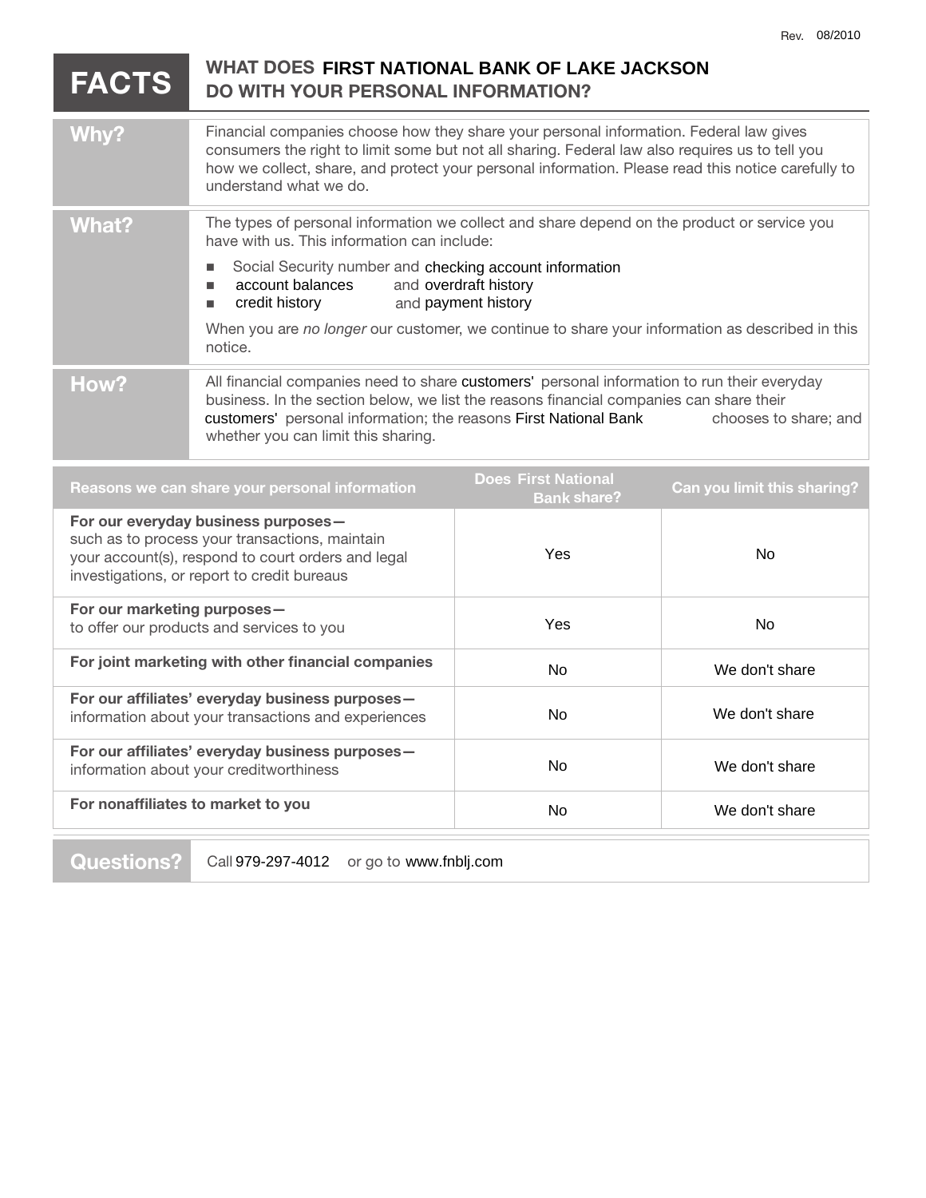Rev. 08/2010

# FACTS — WHAT DOES FIRST NATIONAL BANK OF LAKE JACKSON DO WITH YOUR PERSONAL INFORMATION?

| | |
|---|---|
| **Why?** | Financial companies choose how they share your personal information. Federal law gives consumers the right to limit some but not all sharing. Federal law also requires us to tell you how we collect, share, and protect your personal information. Please read this notice carefully to understand what we do. |
| **What?** | The types of personal information we collect and share depend on the product or service you have with us. This information can include:<br>■ Social Security number and checking account information<br>■ account balances and overdraft history<br>■ credit history and payment history<br><br>When you are *no longer* our customer, we continue to share your information as described in this notice. |
| **How?** | All financial companies need to share customers' personal information to run their everyday business. In the section below, we list the reasons financial companies can share their customers' personal information; the reasons First National Bank chooses to share; and whether you can limit this sharing. |

| Reasons we can share your personal information | Does First National Bank share? | Can you limit this sharing? |
|---|---|---|
| **For our everyday business purposes—** such as to process your transactions, maintain your account(s), respond to court orders and legal investigations, or report to credit bureaus | Yes | No |
| **For our marketing purposes—** to offer our products and services to you | Yes | No |
| **For joint marketing with other financial companies** | No | We don't share |
| **For our affiliates' everyday business purposes—** information about your transactions and experiences | No | We don't share |
| **For our affiliates' everyday business purposes—** information about your creditworthiness | No | We don't share |
| **For nonaffiliates to market to you** | No | We don't share |

| | |
|---|---|
| **Questions?** | Call 979-297-4012 or go to www.fnblj.com |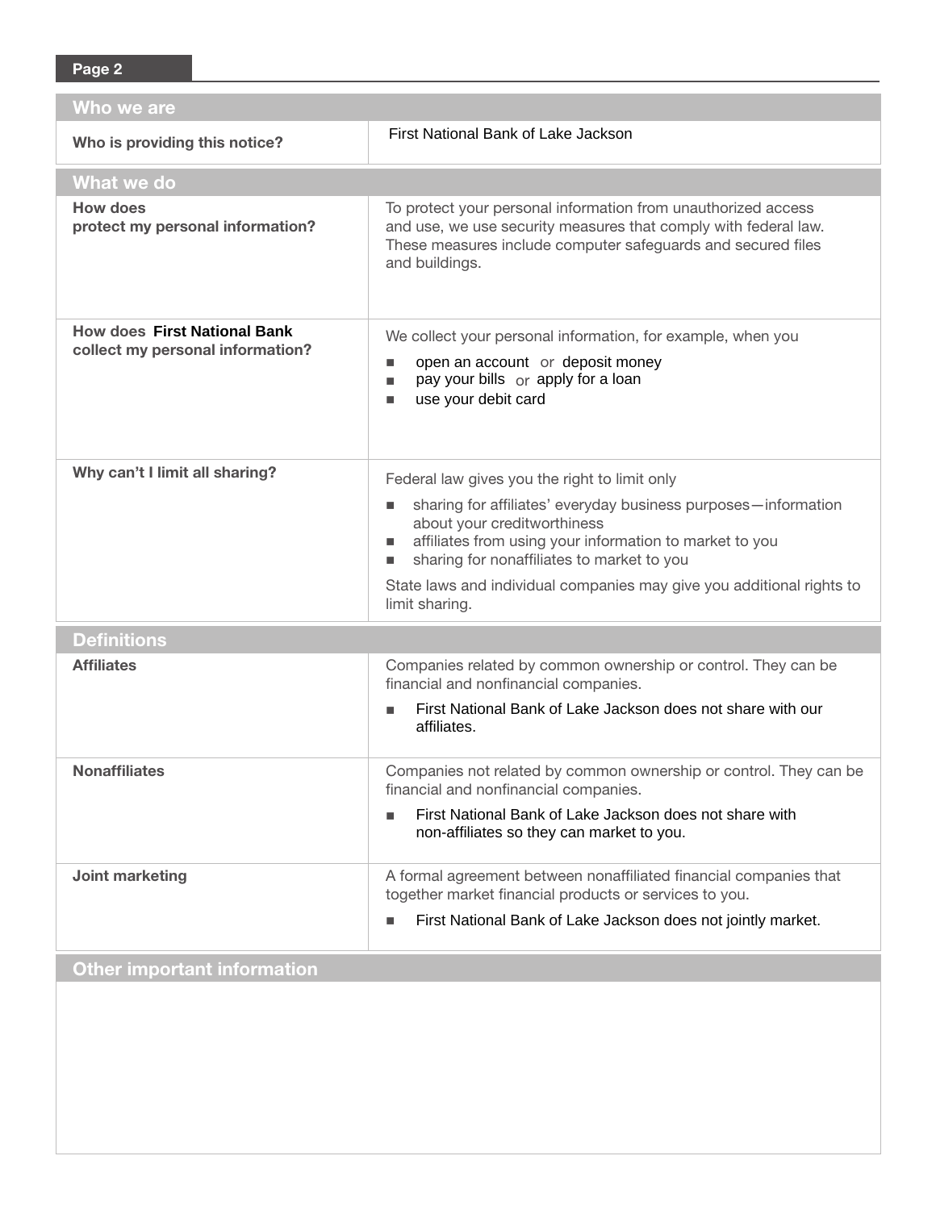| Who we are | |
|---|---|
| **Who is providing this notice?** | First National Bank of Lake Jackson |

| What we do | |
|---|---|
| **How does protect my personal information?** | To protect your personal information from unauthorized access and use, we use security measures that comply with federal law. These measures include computer safeguards and secured files and buildings. |
| **How does First National Bank collect my personal information?** | We collect your personal information, for example, when you<br>■ open an account or deposit money<br>■ pay your bills or apply for a loan<br>■ use your debit card |
| **Why can't I limit all sharing?** | Federal law gives you the right to limit only<br>■ sharing for affiliates' everyday business purposes—information about your creditworthiness<br>■ affiliates from using your information to market to you<br>■ sharing for nonaffiliates to market to you<br>State laws and individual companies may give you additional rights to limit sharing. |

| Definitions | |
|---|---|
| **Affiliates** | Companies related by common ownership or control. They can be financial and nonfinancial companies.<br>■ First National Bank of Lake Jackson does not share with our affiliates. |
| **Nonaffiliates** | Companies not related by common ownership or control. They can be financial and nonfinancial companies.<br>■ First National Bank of Lake Jackson does not share with non-affiliates so they can market to you. |
| **Joint marketing** | A formal agreement between nonaffiliated financial companies that together market financial products or services to you.<br>■ First National Bank of Lake Jackson does not jointly market. |

## Other important information